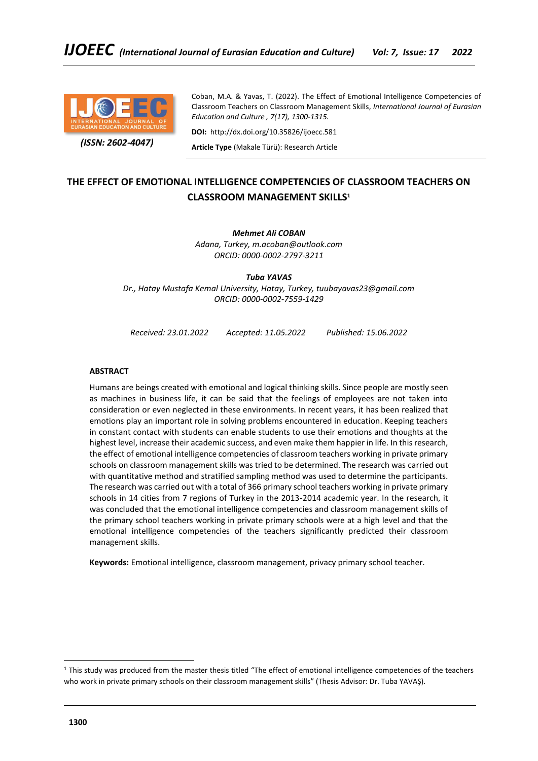Coban, M.A. & Yavas, T. (2022). The Effect of Emotional Intelligence Competencies of Classroom Teachers on Classroom Management Skills, *International Journal of Eurasian Education and Culture , 7(17), 1300-1315.*

**DOI:** http://dx.doi.org/10.35826/ijoecc.581

**Article Type** (Makale Türü): Research Article

*(ISSN: 2602-4047)*

# THE EFFECT OF EMOTIONAL INTELLIGENCE COMPETENCIES OF CLASSROOM TEACHERS ON CLASSROOM MANAGEMENT SKILLS[1]

***Mehmet Ali COBAN***
*Adana, Turkey, m.acoban@outlook.com*
*ORCID: 0000-0002-2797-3211*

***Tuba YAVAS***
*Dr., Hatay Mustafa Kemal University, Hatay, Turkey, tuubayavas23@gmail.com*
*ORCID: 0000-0002-7559-1429*

*Received: 23.01.2022* *Accepted: 11.05.2022* *Published: 15.06.2022*

## ABSTRACT

Humans are beings created with emotional and logical thinking skills. Since people are mostly seen as machines in business life, it can be said that the feelings of employees are not taken into consideration or even neglected in these environments. In recent years, it has been realized that emotions play an important role in solving problems encountered in education. Keeping teachers in constant contact with students can enable students to use their emotions and thoughts at the highest level, increase their academic success, and even make them happier in life. In this research, the effect of emotional intelligence competencies of classroom teachers working in private primary schools on classroom management skills was tried to be determined. The research was carried out with quantitative method and stratified sampling method was used to determine the participants. The research was carried out with a total of 366 primary school teachers working in private primary schools in 14 cities from 7 regions of Turkey in the 2013-2014 academic year. In the research, it was concluded that the emotional intelligence competencies and classroom management skills of the primary school teachers working in private primary schools were at a high level and that the emotional intelligence competencies of the teachers significantly predicted their classroom management skills.

**Keywords:** Emotional intelligence, classroom management, privacy primary school teacher.

---

[1] This study was produced from the master thesis titled "The effect of emotional intelligence competencies of the teachers who work in private primary schools on their classroom management skills" (Thesis Advisor: Dr. Tuba YAVAŞ).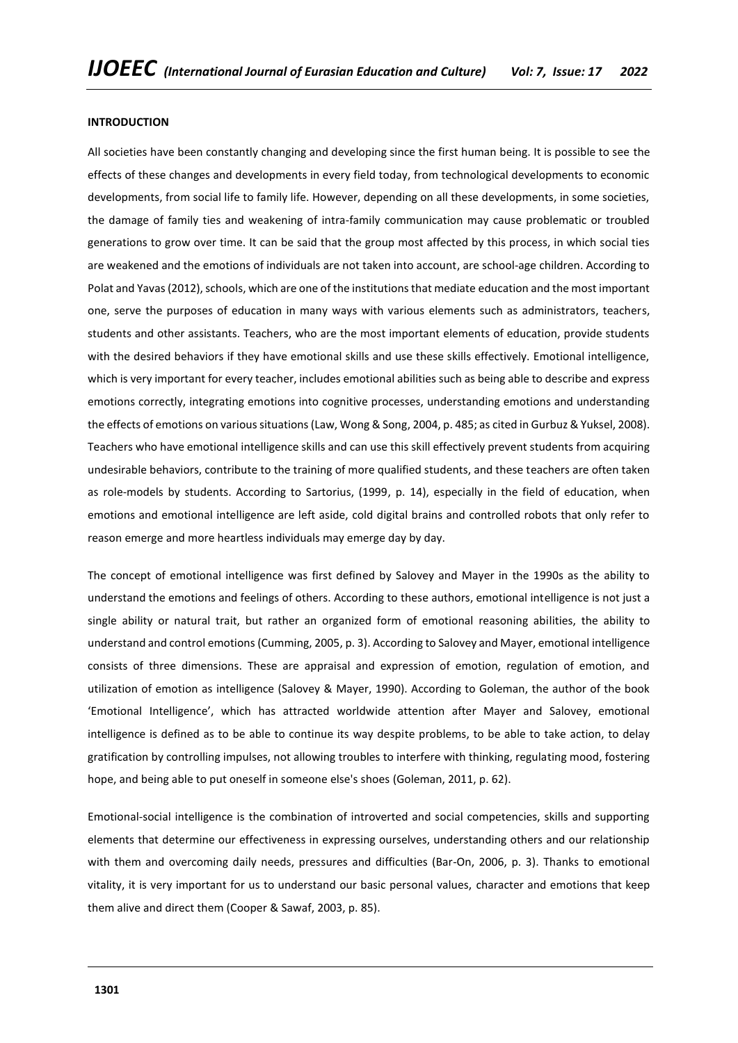**INTRODUCTION**

All societies have been constantly changing and developing since the first human being. It is possible to see the effects of these changes and developments in every field today, from technological developments to economic developments, from social life to family life. However, depending on all these developments, in some societies, the damage of family ties and weakening of intra-family communication may cause problematic or troubled generations to grow over time. It can be said that the group most affected by this process, in which social ties are weakened and the emotions of individuals are not taken into account, are school-age children. According to Polat and Yavas (2012), schools, which are one of the institutions that mediate education and the most important one, serve the purposes of education in many ways with various elements such as administrators, teachers, students and other assistants. Teachers, who are the most important elements of education, provide students with the desired behaviors if they have emotional skills and use these skills effectively. Emotional intelligence, which is very important for every teacher, includes emotional abilities such as being able to describe and express emotions correctly, integrating emotions into cognitive processes, understanding emotions and understanding the effects of emotions on various situations (Law, Wong & Song, 2004, p. 485; as cited in Gurbuz & Yuksel, 2008). Teachers who have emotional intelligence skills and can use this skill effectively prevent students from acquiring undesirable behaviors, contribute to the training of more qualified students, and these teachers are often taken as role-models by students. According to Sartorius, (1999, p. 14), especially in the field of education, when emotions and emotional intelligence are left aside, cold digital brains and controlled robots that only refer to reason emerge and more heartless individuals may emerge day by day.

The concept of emotional intelligence was first defined by Salovey and Mayer in the 1990s as the ability to understand the emotions and feelings of others. According to these authors, emotional intelligence is not just a single ability or natural trait, but rather an organized form of emotional reasoning abilities, the ability to understand and control emotions (Cumming, 2005, p. 3). According to Salovey and Mayer, emotional intelligence consists of three dimensions. These are appraisal and expression of emotion, regulation of emotion, and utilization of emotion as intelligence (Salovey & Mayer, 1990). According to Goleman, the author of the book 'Emotional Intelligence', which has attracted worldwide attention after Mayer and Salovey, emotional intelligence is defined as to be able to continue its way despite problems, to be able to take action, to delay gratification by controlling impulses, not allowing troubles to interfere with thinking, regulating mood, fostering hope, and being able to put oneself in someone else's shoes (Goleman, 2011, p. 62).

Emotional-social intelligence is the combination of introverted and social competencies, skills and supporting elements that determine our effectiveness in expressing ourselves, understanding others and our relationship with them and overcoming daily needs, pressures and difficulties (Bar-On, 2006, p. 3). Thanks to emotional vitality, it is very important for us to understand our basic personal values, character and emotions that keep them alive and direct them (Cooper & Sawaf, 2003, p. 85).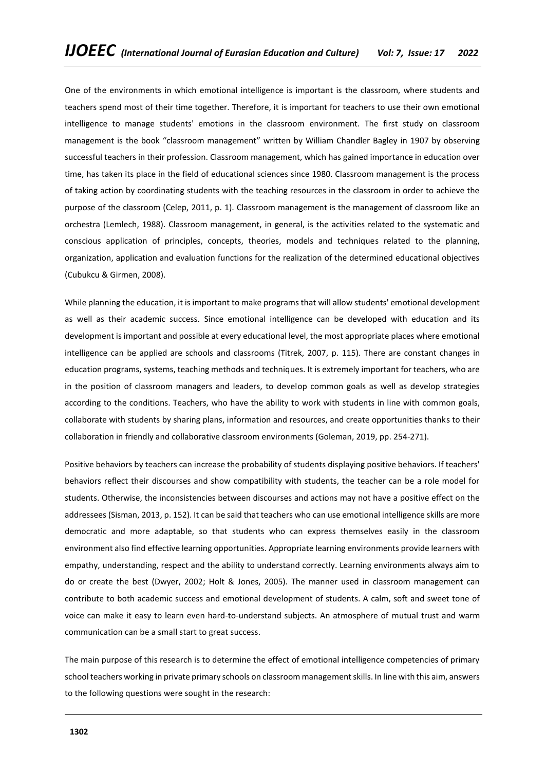One of the environments in which emotional intelligence is important is the classroom, where students and teachers spend most of their time together. Therefore, it is important for teachers to use their own emotional intelligence to manage students' emotions in the classroom environment. The first study on classroom management is the book "classroom management" written by William Chandler Bagley in 1907 by observing successful teachers in their profession. Classroom management, which has gained importance in education over time, has taken its place in the field of educational sciences since 1980. Classroom management is the process of taking action by coordinating students with the teaching resources in the classroom in order to achieve the purpose of the classroom (Celep, 2011, p. 1). Classroom management is the management of classroom like an orchestra (Lemlech, 1988). Classroom management, in general, is the activities related to the systematic and conscious application of principles, concepts, theories, models and techniques related to the planning, organization, application and evaluation functions for the realization of the determined educational objectives (Cubukcu & Girmen, 2008).

While planning the education, it is important to make programs that will allow students' emotional development as well as their academic success. Since emotional intelligence can be developed with education and its development is important and possible at every educational level, the most appropriate places where emotional intelligence can be applied are schools and classrooms (Titrek, 2007, p. 115). There are constant changes in education programs, systems, teaching methods and techniques. It is extremely important for teachers, who are in the position of classroom managers and leaders, to develop common goals as well as develop strategies according to the conditions. Teachers, who have the ability to work with students in line with common goals, collaborate with students by sharing plans, information and resources, and create opportunities thanks to their collaboration in friendly and collaborative classroom environments (Goleman, 2019, pp. 254-271).

Positive behaviors by teachers can increase the probability of students displaying positive behaviors. If teachers' behaviors reflect their discourses and show compatibility with students, the teacher can be a role model for students. Otherwise, the inconsistencies between discourses and actions may not have a positive effect on the addressees (Sisman, 2013, p. 152). It can be said that teachers who can use emotional intelligence skills are more democratic and more adaptable, so that students who can express themselves easily in the classroom environment also find effective learning opportunities. Appropriate learning environments provide learners with empathy, understanding, respect and the ability to understand correctly. Learning environments always aim to do or create the best (Dwyer, 2002; Holt & Jones, 2005). The manner used in classroom management can contribute to both academic success and emotional development of students. A calm, soft and sweet tone of voice can make it easy to learn even hard-to-understand subjects. An atmosphere of mutual trust and warm communication can be a small start to great success.

The main purpose of this research is to determine the effect of emotional intelligence competencies of primary school teachers working in private primary schools on classroom management skills. In line with this aim, answers to the following questions were sought in the research: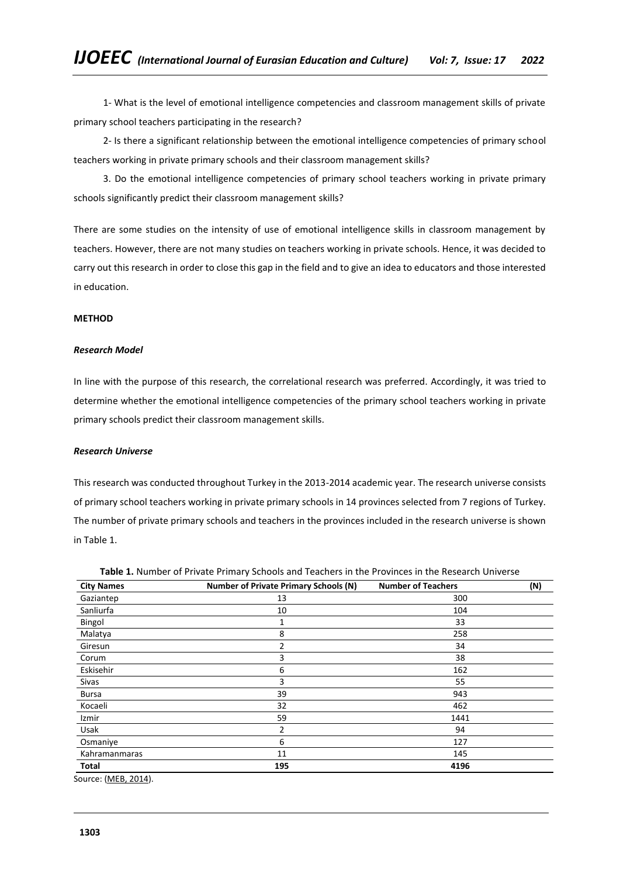1- What is the level of emotional intelligence competencies and classroom management skills of private primary school teachers participating in the research?

2- Is there a significant relationship between the emotional intelligence competencies of primary school teachers working in private primary schools and their classroom management skills?

3. Do the emotional intelligence competencies of primary school teachers working in private primary schools significantly predict their classroom management skills?

There are some studies on the intensity of use of emotional intelligence skills in classroom management by teachers. However, there are not many studies on teachers working in private schools. Hence, it was decided to carry out this research in order to close this gap in the field and to give an idea to educators and those interested in education.

**METHOD**

***Research Model***

In line with the purpose of this research, the correlational research was preferred. Accordingly, it was tried to determine whether the emotional intelligence competencies of the primary school teachers working in private primary schools predict their classroom management skills.

***Research Universe***

This research was conducted throughout Turkey in the 2013-2014 academic year. The research universe consists of primary school teachers working in private primary schools in 14 provinces selected from 7 regions of Turkey. The number of private primary schools and teachers in the provinces included in the research universe is shown in Table 1.

**Table 1.** Number of Private Primary Schools and Teachers in the Provinces in the Research Universe

| City Names | Number of Private Primary Schools (N) | Number of Teachers (N) |
|---|---|---|
| Gaziantep | 13 | 300 |
| Sanliurfa | 10 | 104 |
| Bingol | 1 | 33 |
| Malatya | 8 | 258 |
| Giresun | 2 | 34 |
| Corum | 3 | 38 |
| Eskisehir | 6 | 162 |
| Sivas | 3 | 55 |
| Bursa | 39 | 943 |
| Kocaeli | 32 | 462 |
| Izmir | 59 | 1441 |
| Usak | 2 | 94 |
| Osmaniye | 6 | 127 |
| Kahramanmaras | 11 | 145 |
| **Total** | **195** | **4196** |

Source: (MEB, 2014).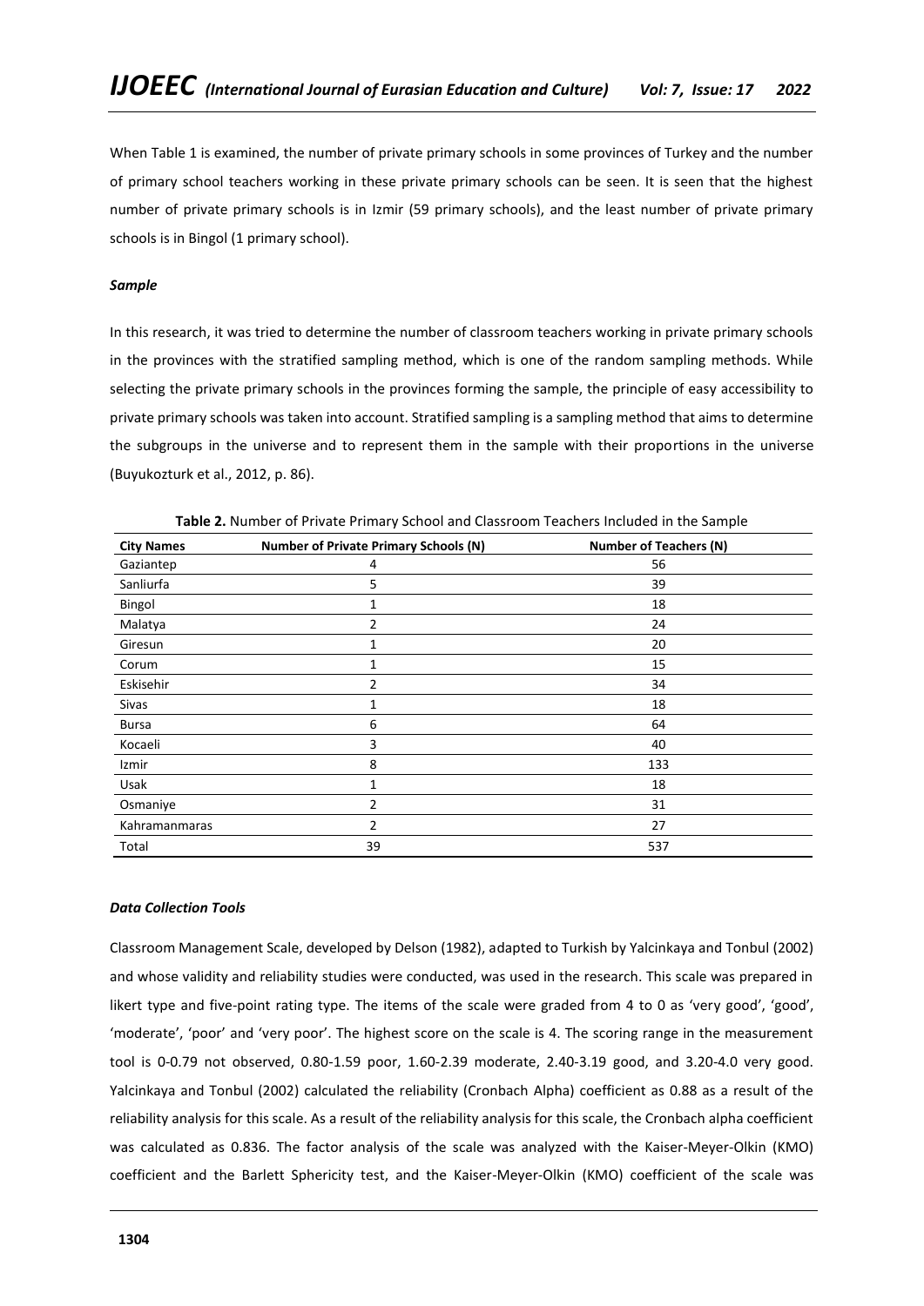When Table 1 is examined, the number of private primary schools in some provinces of Turkey and the number of primary school teachers working in these private primary schools can be seen. It is seen that the highest number of private primary schools is in Izmir (59 primary schools), and the least number of private primary schools is in Bingol (1 primary school).

### *Sample*

In this research, it was tried to determine the number of classroom teachers working in private primary schools in the provinces with the stratified sampling method, which is one of the random sampling methods. While selecting the private primary schools in the provinces forming the sample, the principle of easy accessibility to private primary schools was taken into account. Stratified sampling is a sampling method that aims to determine the subgroups in the universe and to represent them in the sample with their proportions in the universe (Buyukozturk et al., 2012, p. 86).

**Table 2.** Number of Private Primary School and Classroom Teachers Included in the Sample

| City Names | Number of Private Primary Schools (N) | Number of Teachers (N) |
|---|---|---|
| Gaziantep | 4 | 56 |
| Sanliurfa | 5 | 39 |
| Bingol | 1 | 18 |
| Malatya | 2 | 24 |
| Giresun | 1 | 20 |
| Corum | 1 | 15 |
| Eskisehir | 2 | 34 |
| Sivas | 1 | 18 |
| Bursa | 6 | 64 |
| Kocaeli | 3 | 40 |
| Izmir | 8 | 133 |
| Usak | 1 | 18 |
| Osmaniye | 2 | 31 |
| Kahramanmaras | 2 | 27 |
| Total | 39 | 537 |

### *Data Collection Tools*

Classroom Management Scale, developed by Delson (1982), adapted to Turkish by Yalcinkaya and Tonbul (2002) and whose validity and reliability studies were conducted, was used in the research. This scale was prepared in likert type and five-point rating type. The items of the scale were graded from 4 to 0 as 'very good', 'good', 'moderate', 'poor' and 'very poor'. The highest score on the scale is 4. The scoring range in the measurement tool is 0-0.79 not observed, 0.80-1.59 poor, 1.60-2.39 moderate, 2.40-3.19 good, and 3.20-4.0 very good. Yalcinkaya and Tonbul (2002) calculated the reliability (Cronbach Alpha) coefficient as 0.88 as a result of the reliability analysis for this scale. As a result of the reliability analysis for this scale, the Cronbach alpha coefficient was calculated as 0.836. The factor analysis of the scale was analyzed with the Kaiser-Meyer-Olkin (KMO) coefficient and the Barlett Sphericity test, and the Kaiser-Meyer-Olkin (KMO) coefficient of the scale was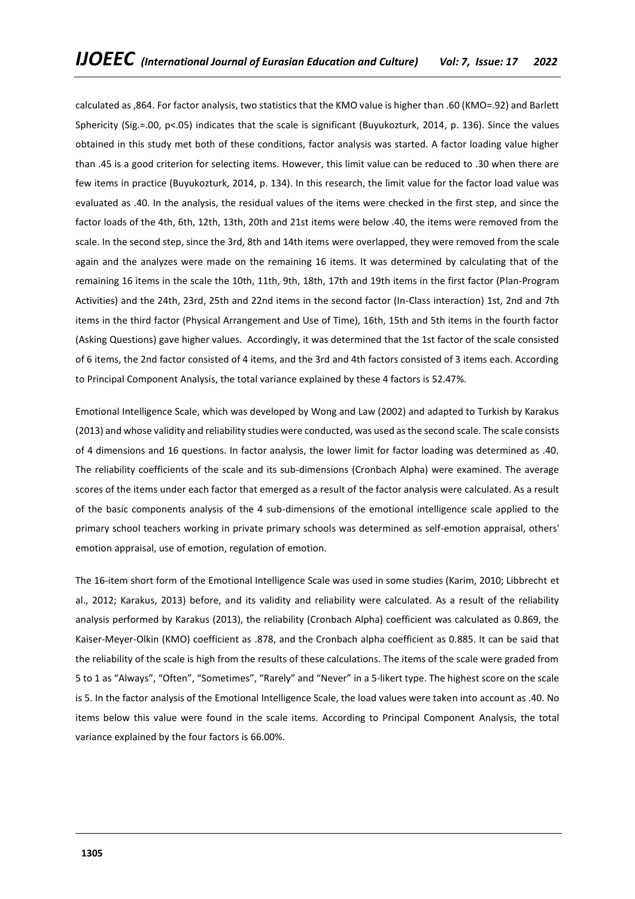calculated as ,864. For factor analysis, two statistics that the KMO value is higher than .60 (KMO=.92) and Barlett Sphericity (Sig.=.00, p<.05) indicates that the scale is significant (Buyukozturk, 2014, p. 136). Since the values obtained in this study met both of these conditions, factor analysis was started. A factor loading value higher than .45 is a good criterion for selecting items. However, this limit value can be reduced to .30 when there are few items in practice (Buyukozturk, 2014, p. 134). In this research, the limit value for the factor load value was evaluated as .40. In the analysis, the residual values of the items were checked in the first step, and since the factor loads of the 4th, 6th, 12th, 13th, 20th and 21st items were below .40, the items were removed from the scale. In the second step, since the 3rd, 8th and 14th items were overlapped, they were removed from the scale again and the analyzes were made on the remaining 16 items. It was determined by calculating that of the remaining 16 items in the scale the 10th, 11th, 9th, 18th, 17th and 19th items in the first factor (Plan-Program Activities) and the 24th, 23rd, 25th and 22nd items in the second factor (In-Class interaction) 1st, 2nd and 7th items in the third factor (Physical Arrangement and Use of Time), 16th, 15th and 5th items in the fourth factor (Asking Questions) gave higher values. Accordingly, it was determined that the 1st factor of the scale consisted of 6 items, the 2nd factor consisted of 4 items, and the 3rd and 4th factors consisted of 3 items each. According to Principal Component Analysis, the total variance explained by these 4 factors is 52.47%.

Emotional Intelligence Scale, which was developed by Wong and Law (2002) and adapted to Turkish by Karakus (2013) and whose validity and reliability studies were conducted, was used as the second scale. The scale consists of 4 dimensions and 16 questions. In factor analysis, the lower limit for factor loading was determined as .40. The reliability coefficients of the scale and its sub-dimensions (Cronbach Alpha) were examined. The average scores of the items under each factor that emerged as a result of the factor analysis were calculated. As a result of the basic components analysis of the 4 sub-dimensions of the emotional intelligence scale applied to the primary school teachers working in private primary schools was determined as self-emotion appraisal, others' emotion appraisal, use of emotion, regulation of emotion.

The 16-item short form of the Emotional Intelligence Scale was used in some studies (Karim, 2010; Libbrecht et al., 2012; Karakus, 2013) before, and its validity and reliability were calculated. As a result of the reliability analysis performed by Karakus (2013), the reliability (Cronbach Alpha) coefficient was calculated as 0.869, the Kaiser-Meyer-Olkin (KMO) coefficient as .878, and the Cronbach alpha coefficient as 0.885. It can be said that the reliability of the scale is high from the results of these calculations. The items of the scale were graded from 5 to 1 as "Always", "Often", "Sometimes", "Rarely" and "Never" in a 5-likert type. The highest score on the scale is 5. In the factor analysis of the Emotional Intelligence Scale, the load values were taken into account as .40. No items below this value were found in the scale items. According to Principal Component Analysis, the total variance explained by the four factors is 66.00%.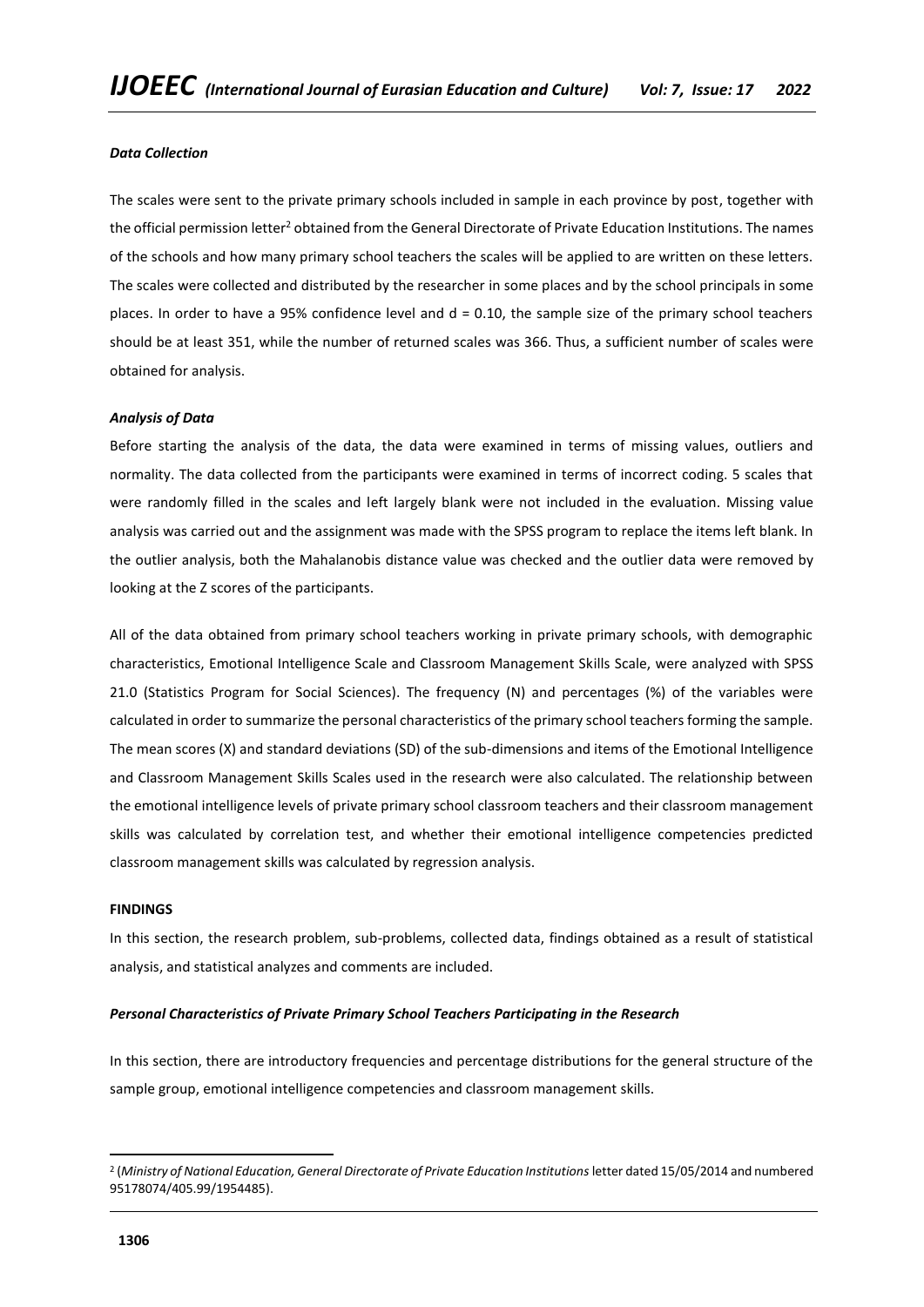### *Data Collection*

The scales were sent to the private primary schools included in sample in each province by post, together with the official permission letter[2] obtained from the General Directorate of Private Education Institutions. The names of the schools and how many primary school teachers the scales will be applied to are written on these letters. The scales were collected and distributed by the researcher in some places and by the school principals in some places. In order to have a 95% confidence level and d = 0.10, the sample size of the primary school teachers should be at least 351, while the number of returned scales was 366. Thus, a sufficient number of scales were obtained for analysis.

### *Analysis of Data*

Before starting the analysis of the data, the data were examined in terms of missing values, outliers and normality. The data collected from the participants were examined in terms of incorrect coding. 5 scales that were randomly filled in the scales and left largely blank were not included in the evaluation. Missing value analysis was carried out and the assignment was made with the SPSS program to replace the items left blank. In the outlier analysis, both the Mahalanobis distance value was checked and the outlier data were removed by looking at the Z scores of the participants.

All of the data obtained from primary school teachers working in private primary schools, with demographic characteristics, Emotional Intelligence Scale and Classroom Management Skills Scale, were analyzed with SPSS 21.0 (Statistics Program for Social Sciences). The frequency (N) and percentages (%) of the variables were calculated in order to summarize the personal characteristics of the primary school teachers forming the sample. The mean scores (X) and standard deviations (SD) of the sub-dimensions and items of the Emotional Intelligence and Classroom Management Skills Scales used in the research were also calculated. The relationship between the emotional intelligence levels of private primary school classroom teachers and their classroom management skills was calculated by correlation test, and whether their emotional intelligence competencies predicted classroom management skills was calculated by regression analysis.

## FINDINGS

In this section, the research problem, sub-problems, collected data, findings obtained as a result of statistical analysis, and statistical analyzes and comments are included.

### *Personal Characteristics of Private Primary School Teachers Participating in the Research*

In this section, there are introductory frequencies and percentage distributions for the general structure of the sample group, emotional intelligence competencies and classroom management skills.

---

[2] (*Ministry of National Education, General Directorate of Private Education Institutions* letter dated 15/05/2014 and numbered 95178074/405.99/1954485).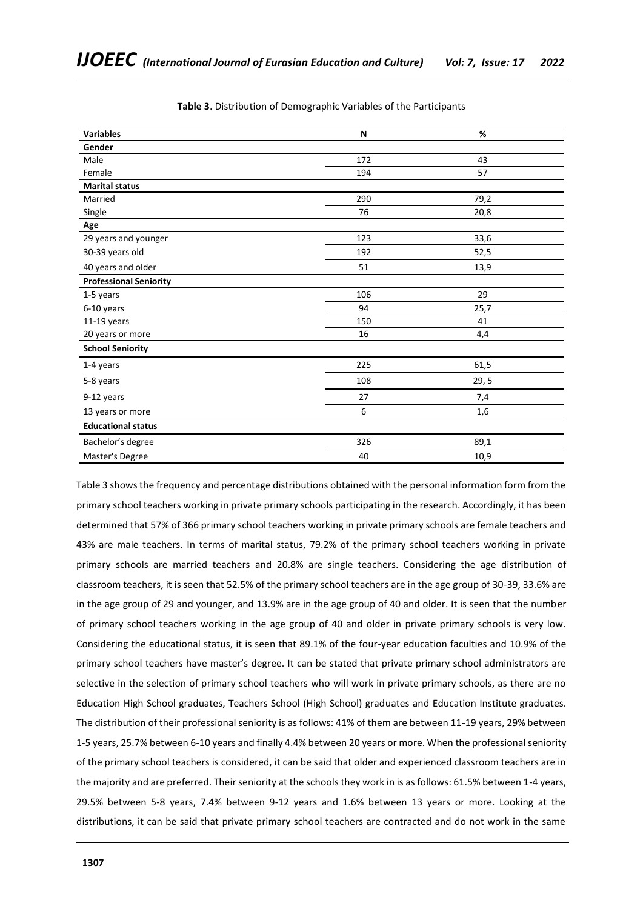**Table 3**. Distribution of Demographic Variables of the Participants

| Variables | N | % |
|---|---|---|
| **Gender** | | |
| Male | 172 | 43 |
| Female | 194 | 57 |
| **Marital status** | | |
| Married | 290 | 79,2 |
| Single | 76 | 20,8 |
| **Age** | | |
| 29 years and younger | 123 | 33,6 |
| 30-39 years old | 192 | 52,5 |
| 40 years and older | 51 | 13,9 |
| **Professional Seniority** | | |
| 1-5 years | 106 | 29 |
| 6-10 years | 94 | 25,7 |
| 11-19 years | 150 | 41 |
| 20 years or more | 16 | 4,4 |
| **School Seniority** | | |
| 1-4 years | 225 | 61,5 |
| 5-8 years | 108 | 29, 5 |
| 9-12 years | 27 | 7,4 |
| 13 years or more | 6 | 1,6 |
| **Educational status** | | |
| Bachelor's degree | 326 | 89,1 |
| Master's Degree | 40 | 10,9 |

Table 3 shows the frequency and percentage distributions obtained with the personal information form from the primary school teachers working in private primary schools participating in the research. Accordingly, it has been determined that 57% of 366 primary school teachers working in private primary schools are female teachers and 43% are male teachers. In terms of marital status, 79.2% of the primary school teachers working in private primary schools are married teachers and 20.8% are single teachers. Considering the age distribution of classroom teachers, it is seen that 52.5% of the primary school teachers are in the age group of 30-39, 33.6% are in the age group of 29 and younger, and 13.9% are in the age group of 40 and older. It is seen that the number of primary school teachers working in the age group of 40 and older in private primary schools is very low. Considering the educational status, it is seen that 89.1% of the four-year education faculties and 10.9% of the primary school teachers have master's degree. It can be stated that private primary school administrators are selective in the selection of primary school teachers who will work in private primary schools, as there are no Education High School graduates, Teachers School (High School) graduates and Education Institute graduates. The distribution of their professional seniority is as follows: 41% of them are between 11-19 years, 29% between 1-5 years, 25.7% between 6-10 years and finally 4.4% between 20 years or more. When the professional seniority of the primary school teachers is considered, it can be said that older and experienced classroom teachers are in the majority and are preferred. Their seniority at the schools they work in is as follows: 61.5% between 1-4 years, 29.5% between 5-8 years, 7.4% between 9-12 years and 1.6% between 13 years or more. Looking at the distributions, it can be said that private primary school teachers are contracted and do not work in the same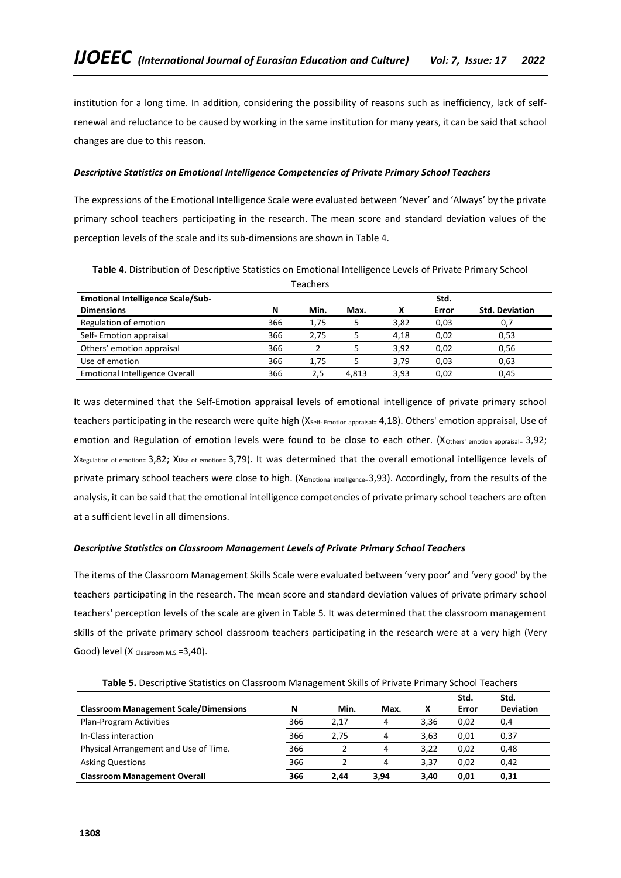institution for a long time. In addition, considering the possibility of reasons such as inefficiency, lack of self-renewal and reluctance to be caused by working in the same institution for many years, it can be said that school changes are due to this reason.

#### *Descriptive Statistics on Emotional Intelligence Competencies of Private Primary School Teachers*

The expressions of the Emotional Intelligence Scale were evaluated between 'Never' and 'Always' by the private primary school teachers participating in the research. The mean score and standard deviation values of the perception levels of the scale and its sub-dimensions are shown in Table 4.

**Table 4.** Distribution of Descriptive Statistics on Emotional Intelligence Levels of Private Primary School Teachers

| Emotional Intelligence Scale/Sub-Dimensions | N | Min. | Max. | X | Std. Error | Std. Deviation |
|---|---|---|---|---|---|---|
| Regulation of emotion | 366 | 1,75 | 5 | 3,82 | 0,03 | 0,7 |
| Self- Emotion appraisal | 366 | 2,75 | 5 | 4,18 | 0,02 | 0,53 |
| Others' emotion appraisal | 366 | 2 | 5 | 3,92 | 0,02 | 0,56 |
| Use of emotion | 366 | 1,75 | 5 | 3,79 | 0,03 | 0,63 |
| Emotional Intelligence Overall | 366 | 2,5 | 4,813 | 3,93 | 0,02 | 0,45 |

It was determined that the Self-Emotion appraisal levels of emotional intelligence of private primary school teachers participating in the research were quite high ($X_{Self-\ Emotion\ appraisal}$= 4,18). Others' emotion appraisal, Use of emotion and Regulation of emotion levels were found to be close to each other. ($X_{Others'\ emotion\ appraisal}$= 3,92; $X_{Regulation\ of\ emotion}$= 3,82; $X_{Use\ of\ emotion}$= 3,79). It was determined that the overall emotional intelligence levels of private primary school teachers were close to high. ($X_{Emotional\ intelligence}$=3,93). Accordingly, from the results of the analysis, it can be said that the emotional intelligence competencies of private primary school teachers are often at a sufficient level in all dimensions.

#### *Descriptive Statistics on Classroom Management Levels of Private Primary School Teachers*

The items of the Classroom Management Skills Scale were evaluated between 'very poor' and 'very good' by the teachers participating in the research. The mean score and standard deviation values of private primary school teachers' perception levels of the scale are given in Table 5. It was determined that the classroom management skills of the private primary school classroom teachers participating in the research were at a very high (Very Good) level ($X_{Classroom\ M.S.}$=3,40).

**Table 5.** Descriptive Statistics on Classroom Management Skills of Private Primary School Teachers

| Classroom Management Scale/Dimensions | N | Min. | Max. | X | Std. Error | Std. Deviation |
|---|---|---|---|---|---|---|
| Plan-Program Activities | 366 | 2,17 | 4 | 3,36 | 0,02 | 0,4 |
| In-Class interaction | 366 | 2,75 | 4 | 3,63 | 0,01 | 0,37 |
| Physical Arrangement and Use of Time. | 366 | 2 | 4 | 3,22 | 0,02 | 0,48 |
| Asking Questions | 366 | 2 | 4 | 3,37 | 0,02 | 0,42 |
| **Classroom Management Overall** | **366** | **2,44** | **3,94** | **3,40** | **0,01** | **0,31** |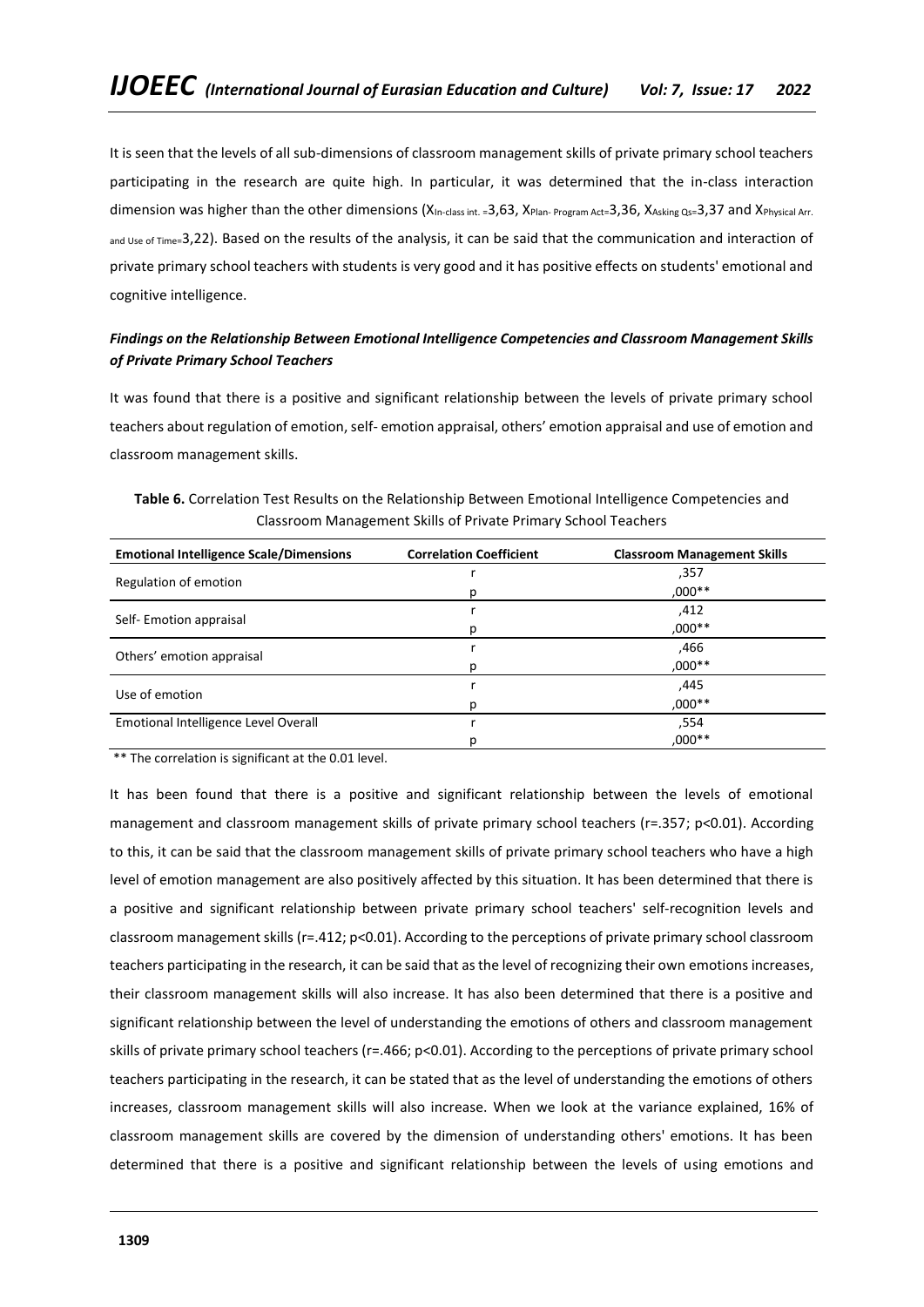It is seen that the levels of all sub-dimensions of classroom management skills of private primary school teachers participating in the research are quite high. In particular, it was determined that the in-class interaction dimension was higher than the other dimensions ($X_{In\text{-}class\ int.}$ =3,63, $X_{Plan\text{-}Program\ Act}$=3,36, $X_{Asking\ Qs}$=3,37 and $X_{Physical\ Arr.\ and\ Use\ of\ Time}$=3,22). Based on the results of the analysis, it can be said that the communication and interaction of private primary school teachers with students is very good and it has positive effects on students' emotional and cognitive intelligence.

### *Findings on the Relationship Between Emotional Intelligence Competencies and Classroom Management Skills of Private Primary School Teachers*

It was found that there is a positive and significant relationship between the levels of private primary school teachers about regulation of emotion, self- emotion appraisal, others' emotion appraisal and use of emotion and classroom management skills.

**Table 6.** Correlation Test Results on the Relationship Between Emotional Intelligence Competencies and Classroom Management Skills of Private Primary School Teachers

| Emotional Intelligence Scale/Dimensions | Correlation Coefficient | Classroom Management Skills |
|---|---|---|
| Regulation of emotion | r | ,357 |
| | p | ,000** |
| Self- Emotion appraisal | r | ,412 |
| | p | ,000** |
| Others' emotion appraisal | r | ,466 |
| | p | ,000** |
| Use of emotion | r | ,445 |
| | p | ,000** |
| Emotional Intelligence Level Overall | r | ,554 |
| | p | ,000** |

** The correlation is significant at the 0.01 level.

It has been found that there is a positive and significant relationship between the levels of emotional management and classroom management skills of private primary school teachers ($r$=.357; $p$<0.01). According to this, it can be said that the classroom management skills of private primary school teachers who have a high level of emotion management are also positively affected by this situation. It has been determined that there is a positive and significant relationship between private primary school teachers' self-recognition levels and classroom management skills ($r$=.412; $p$<0.01). According to the perceptions of private primary school classroom teachers participating in the research, it can be said that as the level of recognizing their own emotions increases, their classroom management skills will also increase. It has also been determined that there is a positive and significant relationship between the level of understanding the emotions of others and classroom management skills of private primary school teachers ($r$=.466; $p$<0.01). According to the perceptions of private primary school teachers participating in the research, it can be stated that as the level of understanding the emotions of others increases, classroom management skills will also increase. When we look at the variance explained, 16% of classroom management skills are covered by the dimension of understanding others' emotions. It has been determined that there is a positive and significant relationship between the levels of using emotions and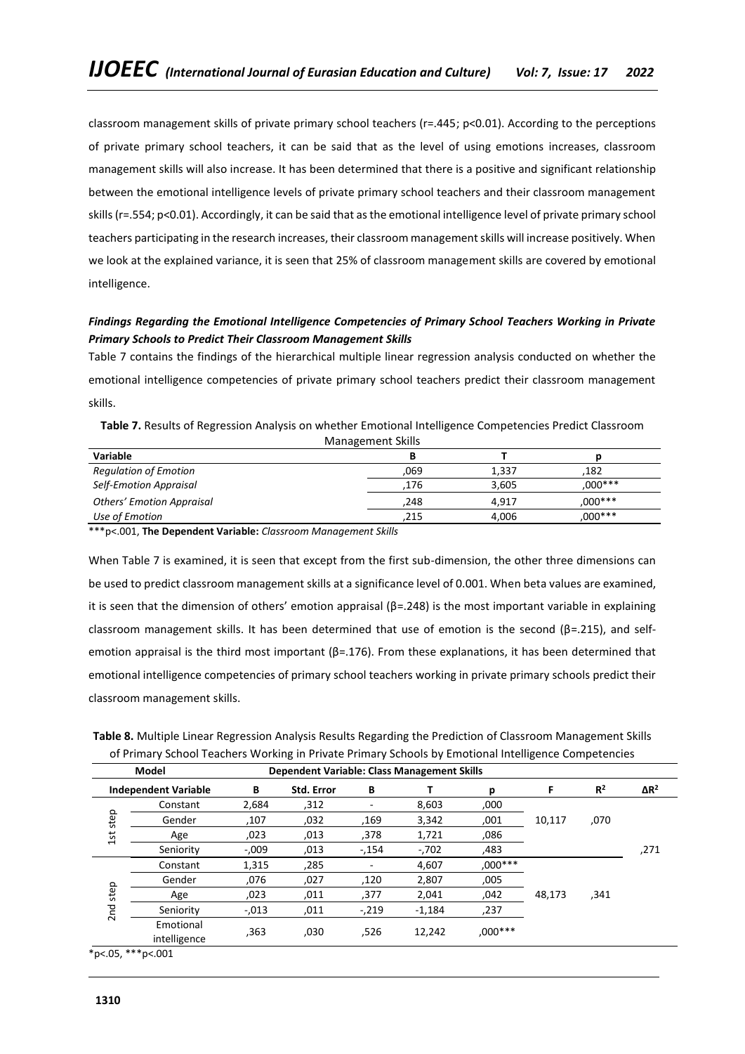classroom management skills of private primary school teachers (r=.445; p<0.01). According to the perceptions of private primary school teachers, it can be said that as the level of using emotions increases, classroom management skills will also increase. It has been determined that there is a positive and significant relationship between the emotional intelligence levels of private primary school teachers and their classroom management skills (r=.554; p<0.01). Accordingly, it can be said that as the emotional intelligence level of private primary school teachers participating in the research increases, their classroom management skills will increase positively. When we look at the explained variance, it is seen that 25% of classroom management skills are covered by emotional intelligence.

### *Findings Regarding the Emotional Intelligence Competencies of Primary School Teachers Working in Private Primary Schools to Predict Their Classroom Management Skills*

Table 7 contains the findings of the hierarchical multiple linear regression analysis conducted on whether the emotional intelligence competencies of private primary school teachers predict their classroom management skills.

**Table 7.** Results of Regression Analysis on whether Emotional Intelligence Competencies Predict Classroom Management Skills

| Variable | B | T | p |
|---|---|---|---|
| *Regulation of Emotion* | ,069 | 1,337 | ,182 |
| *Self-Emotion Appraisal* | ,176 | 3,605 | ,000*** |
| *Others' Emotion Appraisal* | ,248 | 4,917 | ,000*** |
| *Use of Emotion* | ,215 | 4,006 | ,000*** |

***p<.001, **The Dependent Variable:** *Classroom Management Skills*

When Table 7 is examined, it is seen that except from the first sub-dimension, the other three dimensions can be used to predict classroom management skills at a significance level of 0.001. When beta values are examined, it is seen that the dimension of others' emotion appraisal (β=.248) is the most important variable in explaining classroom management skills. It has been determined that use of emotion is the second (β=.215), and self-emotion appraisal is the third most important (β=.176). From these explanations, it has been determined that emotional intelligence competencies of primary school teachers working in private primary schools predict their classroom management skills.

**Table 8.** Multiple Linear Regression Analysis Results Regarding the Prediction of Classroom Management Skills of Primary School Teachers Working in Private Primary Schools by Emotional Intelligence Competencies

| Model | | Dependent Variable: Class Management Skills | | | | | | | |
|---|---|---|---|---|---|---|---|---|---|
| Independent Variable | | B | Std. Error | B | T | p | F | $R^2$ | $\Delta R^2$ |
| 1st step | Constant | 2,684 | ,312 | - | 8,603 | ,000 | 10,117 | ,070 | ,271 |
| | Gender | ,107 | ,032 | ,169 | 3,342 | ,001 | | | |
| | Age | ,023 | ,013 | ,378 | 1,721 | ,086 | | | |
| | Seniority | -,009 | ,013 | -,154 | -,702 | ,483 | | | |
| 2nd step | Constant | 1,315 | ,285 | - | 4,607 | ,000*** | 48,173 | ,341 | |
| | Gender | ,076 | ,027 | ,120 | 2,807 | ,005 | | | |
| | Age | ,023 | ,011 | ,377 | 2,041 | ,042 | | | |
| | Seniority | -,013 | ,011 | -,219 | -1,184 | ,237 | | | |
| | Emotional intelligence | ,363 | ,030 | ,526 | 12,242 | ,000*** | | | |

*p<.05, ***p<.001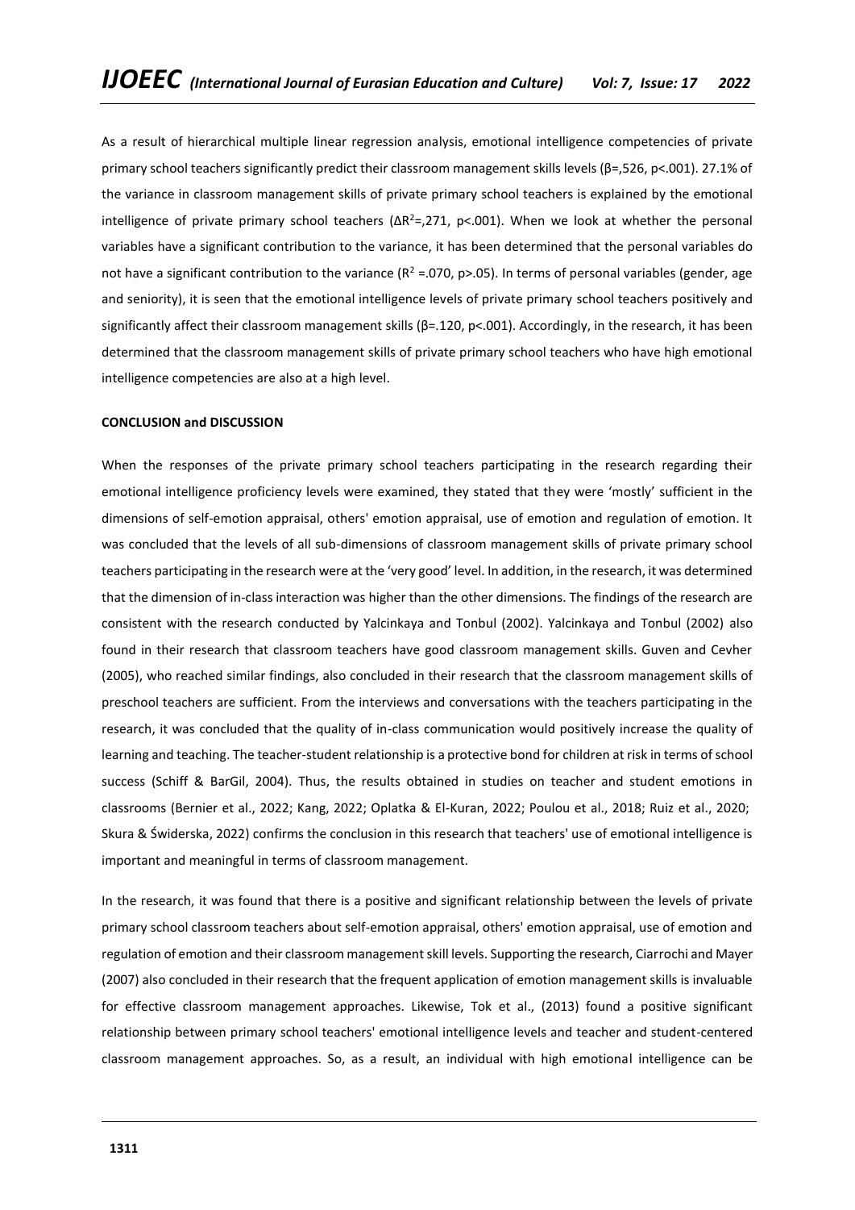As a result of hierarchical multiple linear regression analysis, emotional intelligence competencies of private primary school teachers significantly predict their classroom management skills levels (β=,526, p<.001). 27.1% of the variance in classroom management skills of private primary school teachers is explained by the emotional intelligence of private primary school teachers ($\Delta R^2$=,271, p<.001). When we look at whether the personal variables have a significant contribution to the variance, it has been determined that the personal variables do not have a significant contribution to the variance ($R^2$ =.070, p>.05). In terms of personal variables (gender, age and seniority), it is seen that the emotional intelligence levels of private primary school teachers positively and significantly affect their classroom management skills (β=.120, p<.001). Accordingly, in the research, it has been determined that the classroom management skills of private primary school teachers who have high emotional intelligence competencies are also at a high level.

**CONCLUSION and DISCUSSION**

When the responses of the private primary school teachers participating in the research regarding their emotional intelligence proficiency levels were examined, they stated that they were 'mostly' sufficient in the dimensions of self-emotion appraisal, others' emotion appraisal, use of emotion and regulation of emotion. It was concluded that the levels of all sub-dimensions of classroom management skills of private primary school teachers participating in the research were at the 'very good' level. In addition, in the research, it was determined that the dimension of in-class interaction was higher than the other dimensions. The findings of the research are consistent with the research conducted by Yalcinkaya and Tonbul (2002). Yalcinkaya and Tonbul (2002) also found in their research that classroom teachers have good classroom management skills. Guven and Cevher (2005), who reached similar findings, also concluded in their research that the classroom management skills of preschool teachers are sufficient. From the interviews and conversations with the teachers participating in the research, it was concluded that the quality of in-class communication would positively increase the quality of learning and teaching. The teacher-student relationship is a protective bond for children at risk in terms of school success (Schiff & BarGil, 2004). Thus, the results obtained in studies on teacher and student emotions in classrooms (Bernier et al., 2022; Kang, 2022; Oplatka & El-Kuran, 2022; Poulou et al., 2018; Ruiz et al., 2020; Skura & Świderska, 2022) confirms the conclusion in this research that teachers' use of emotional intelligence is important and meaningful in terms of classroom management.

In the research, it was found that there is a positive and significant relationship between the levels of private primary school classroom teachers about self-emotion appraisal, others' emotion appraisal, use of emotion and regulation of emotion and their classroom management skill levels. Supporting the research, Ciarrochi and Mayer (2007) also concluded in their research that the frequent application of emotion management skills is invaluable for effective classroom management approaches. Likewise, Tok et al., (2013) found a positive significant relationship between primary school teachers' emotional intelligence levels and teacher and student-centered classroom management approaches. So, as a result, an individual with high emotional intelligence can be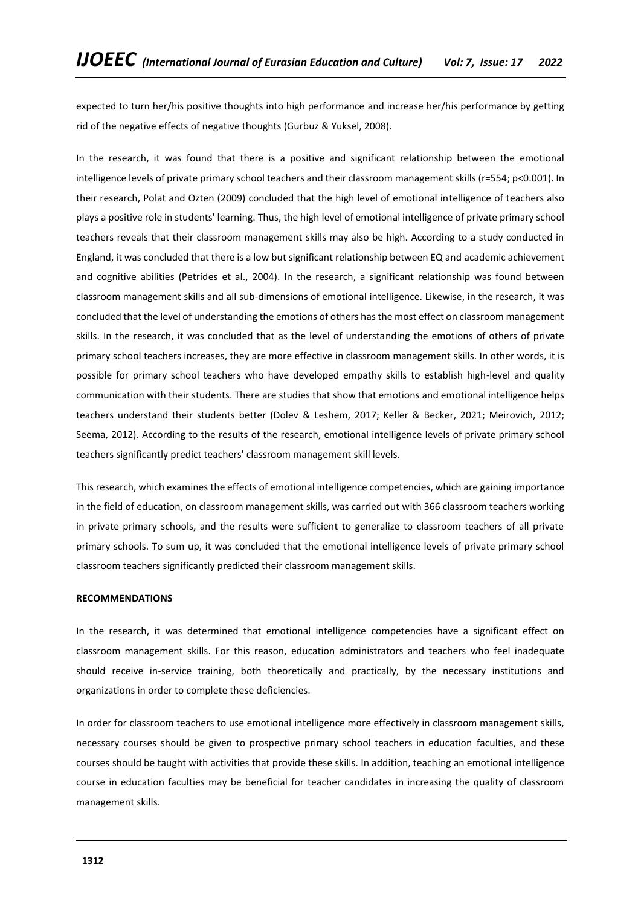expected to turn her/his positive thoughts into high performance and increase her/his performance by getting rid of the negative effects of negative thoughts (Gurbuz & Yuksel, 2008).

In the research, it was found that there is a positive and significant relationship between the emotional intelligence levels of private primary school teachers and their classroom management skills ($r=554$; $p<0.001$). In their research, Polat and Ozten (2009) concluded that the high level of emotional intelligence of teachers also plays a positive role in students' learning. Thus, the high level of emotional intelligence of private primary school teachers reveals that their classroom management skills may also be high. According to a study conducted in England, it was concluded that there is a low but significant relationship between EQ and academic achievement and cognitive abilities (Petrides et al., 2004). In the research, a significant relationship was found between classroom management skills and all sub-dimensions of emotional intelligence. Likewise, in the research, it was concluded that the level of understanding the emotions of others has the most effect on classroom management skills. In the research, it was concluded that as the level of understanding the emotions of others of private primary school teachers increases, they are more effective in classroom management skills. In other words, it is possible for primary school teachers who have developed empathy skills to establish high-level and quality communication with their students. There are studies that show that emotions and emotional intelligence helps teachers understand their students better (Dolev & Leshem, 2017; Keller & Becker, 2021; Meirovich, 2012; Seema, 2012). According to the results of the research, emotional intelligence levels of private primary school teachers significantly predict teachers' classroom management skill levels.

This research, which examines the effects of emotional intelligence competencies, which are gaining importance in the field of education, on classroom management skills, was carried out with 366 classroom teachers working in private primary schools, and the results were sufficient to generalize to classroom teachers of all private primary schools. To sum up, it was concluded that the emotional intelligence levels of private primary school classroom teachers significantly predicted their classroom management skills.

**RECOMMENDATIONS**

In the research, it was determined that emotional intelligence competencies have a significant effect on classroom management skills. For this reason, education administrators and teachers who feel inadequate should receive in-service training, both theoretically and practically, by the necessary institutions and organizations in order to complete these deficiencies.

In order for classroom teachers to use emotional intelligence more effectively in classroom management skills, necessary courses should be given to prospective primary school teachers in education faculties, and these courses should be taught with activities that provide these skills. In addition, teaching an emotional intelligence course in education faculties may be beneficial for teacher candidates in increasing the quality of classroom management skills.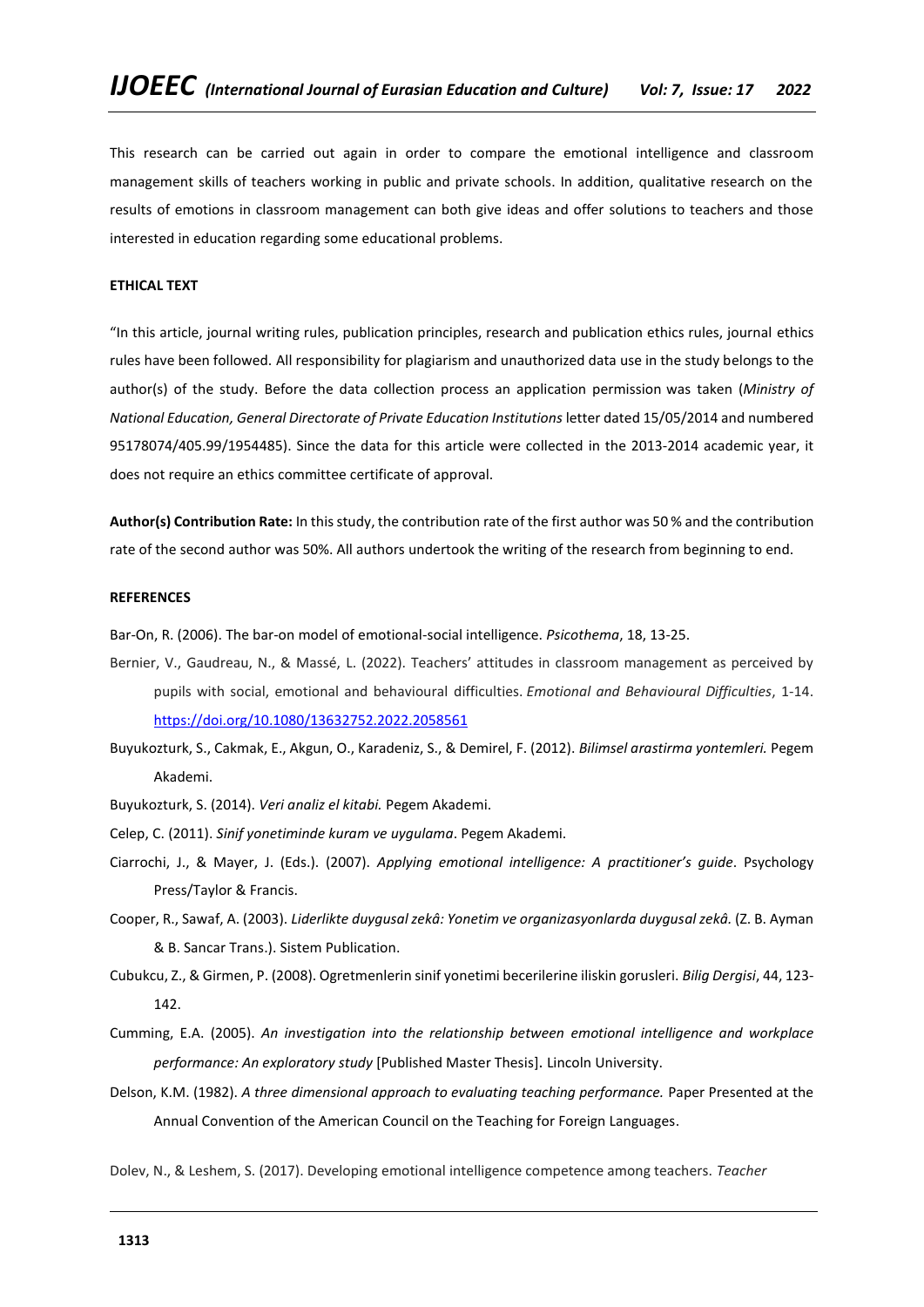This research can be carried out again in order to compare the emotional intelligence and classroom management skills of teachers working in public and private schools. In addition, qualitative research on the results of emotions in classroom management can both give ideas and offer solutions to teachers and those interested in education regarding some educational problems.

**ETHICAL TEXT**

"In this article, journal writing rules, publication principles, research and publication ethics rules, journal ethics rules have been followed. All responsibility for plagiarism and unauthorized data use in the study belongs to the author(s) of the study. Before the data collection process an application permission was taken (*Ministry of National Education, General Directorate of Private Education Institutions* letter dated 15/05/2014 and numbered 95178074/405.99/1954485). Since the data for this article were collected in the 2013-2014 academic year, it does not require an ethics committee certificate of approval.

**Author(s) Contribution Rate:** In this study, the contribution rate of the first author was 50 % and the contribution rate of the second author was 50%. All authors undertook the writing of the research from beginning to end.

**REFERENCES**

Bar-On, R. (2006). The bar-on model of emotional-social intelligence. *Psicothema*, 18, 13-25.

Bernier, V., Gaudreau, N., & Massé, L. (2022). Teachers' attitudes in classroom management as perceived by pupils with social, emotional and behavioural difficulties. *Emotional and Behavioural Difficulties*, 1-14. https://doi.org/10.1080/13632752.2022.2058561

Buyukozturk, S., Cakmak, E., Akgun, O., Karadeniz, S., & Demirel, F. (2012). *Bilimsel arastirma yontemleri.* Pegem Akademi.

Buyukozturk, S. (2014). *Veri analiz el kitabi.* Pegem Akademi.

Celep, C. (2011). *Sinif yonetiminde kuram ve uygulama*. Pegem Akademi.

Ciarrochi, J., & Mayer, J. (Eds.). (2007). *Applying emotional intelligence: A practitioner's guide*. Psychology Press/Taylor & Francis.

Cooper, R., Sawaf, A. (2003). *Liderlikte duygusal zekâ: Yonetim ve organizasyonlarda duygusal zekâ.* (Z. B. Ayman & B. Sancar Trans.). Sistem Publication.

Cubukcu, Z., & Girmen, P. (2008). Ogretmenlerin sinif yonetimi becerilerine iliskin gorusleri. *Bilig Dergisi*, 44, 123-142.

Cumming, E.A. (2005). *An investigation into the relationship between emotional intelligence and workplace performance: An exploratory study* [Published Master Thesis]. Lincoln University.

Delson, K.M. (1982). *A three dimensional approach to evaluating teaching performance.* Paper Presented at the Annual Convention of the American Council on the Teaching for Foreign Languages.

Dolev, N., & Leshem, S. (2017). Developing emotional intelligence competence among teachers. *Teacher*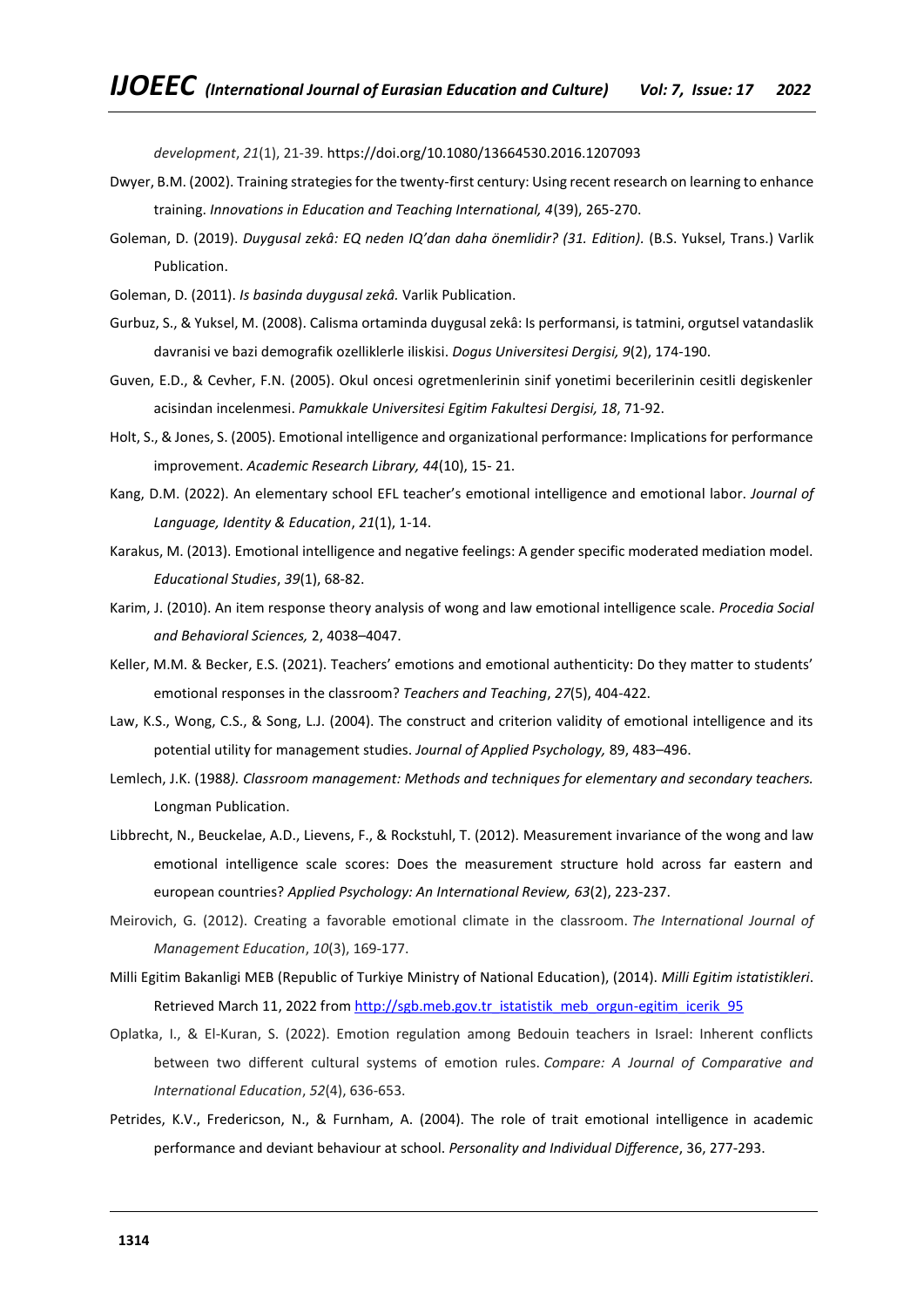*development*, *21*(1), 21-39. https://doi.org/10.1080/13664530.2016.1207093

Dwyer, B.M. (2002). Training strategies for the twenty-first century: Using recent research on learning to enhance training. *Innovations in Education and Teaching International, 4*(39), 265-270.

Goleman, D. (2019). *Duygusal zekâ: EQ neden IQ'dan daha önemlidir? (31. Edition).* (B.S. Yuksel, Trans.) Varlik Publication.

Goleman, D. (2011). *Is basinda duygusal zekâ.* Varlik Publication.

Gurbuz, S., & Yuksel, M. (2008). Calisma ortaminda duygusal zekâ: Is performansi, is tatmini, orgutsel vatandaslik davranisi ve bazi demografik ozelliklerle iliskisi. *Dogus Universitesi Dergisi, 9*(2), 174-190.

Guven, E.D., & Cevher, F.N. (2005). Okul oncesi ogretmenlerinin sinif yonetimi becerilerinin cesitli degiskenler acisindan incelenmesi. *Pamukkale Universitesi Egitim Fakultesi Dergisi, 18*, 71-92.

Holt, S., & Jones, S. (2005). Emotional intelligence and organizational performance: Implications for performance improvement. *Academic Research Library, 44*(10), 15- 21.

Kang, D.M. (2022). An elementary school EFL teacher's emotional intelligence and emotional labor. *Journal of Language, Identity & Education*, *21*(1), 1-14.

Karakus, M. (2013). Emotional intelligence and negative feelings: A gender specific moderated mediation model. *Educational Studies*, *39*(1), 68-82.

Karim, J. (2010). An item response theory analysis of wong and law emotional intelligence scale. *Procedia Social and Behavioral Sciences,* 2, 4038–4047.

Keller, M.M. & Becker, E.S. (2021). Teachers' emotions and emotional authenticity: Do they matter to students' emotional responses in the classroom? *Teachers and Teaching*, *27*(5), 404-422.

Law, K.S., Wong, C.S., & Song, L.J. (2004). The construct and criterion validity of emotional intelligence and its potential utility for management studies. *Journal of Applied Psychology,* 89, 483–496.

Lemlech, J.K. (1988*). Classroom management: Methods and techniques for elementary and secondary teachers.* Longman Publication.

Libbrecht, N., Beuckelae, A.D., Lievens, F., & Rockstuhl, T. (2012). Measurement invariance of the wong and law emotional intelligence scale scores: Does the measurement structure hold across far eastern and european countries? *Applied Psychology: An International Review, 63*(2), 223-237.

Meirovich, G. (2012). Creating a favorable emotional climate in the classroom. *The International Journal of Management Education*, *10*(3), 169-177.

Milli Egitim Bakanligi MEB (Republic of Turkiye Ministry of National Education), (2014). *Milli Egitim istatistikleri*. Retrieved March 11, 2022 from http://sgb.meb.gov.tr_istatistik_meb_orgun-egitim_icerik_95

Oplatka, I., & El-Kuran, S. (2022). Emotion regulation among Bedouin teachers in Israel: Inherent conflicts between two different cultural systems of emotion rules. *Compare: A Journal of Comparative and International Education*, *52*(4), 636-653.

Petrides, K.V., Fredericson, N., & Furnham, A. (2004). The role of trait emotional intelligence in academic performance and deviant behaviour at school. *Personality and Individual Difference*, 36, 277-293.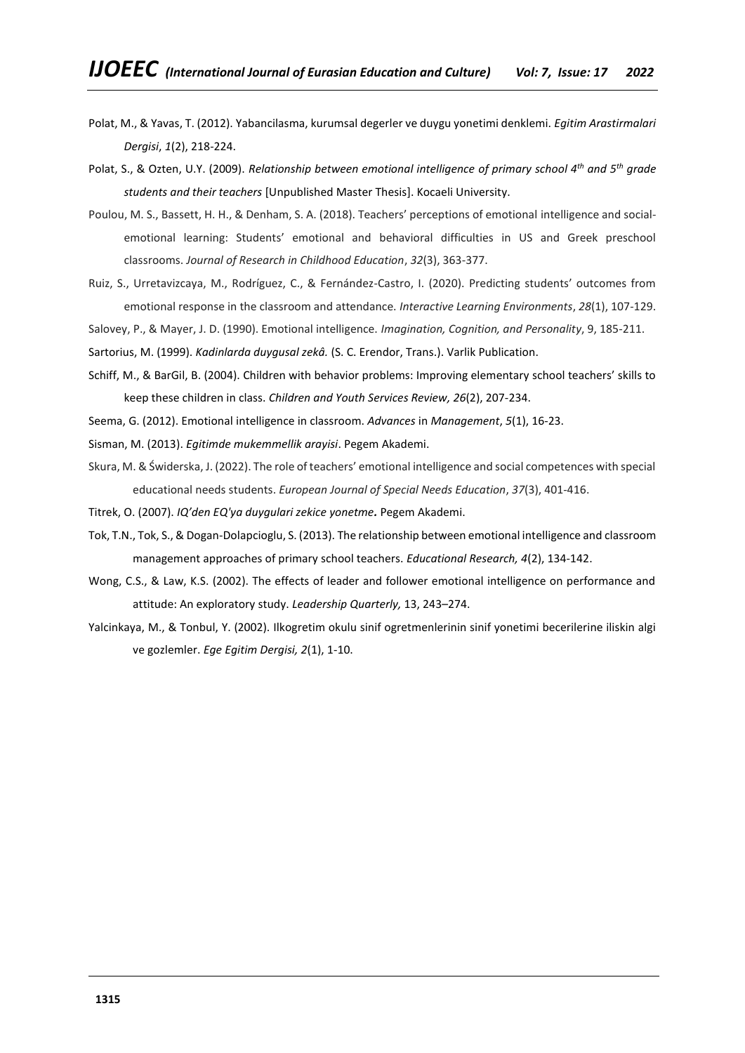Polat, M., & Yavas, T. (2012). Yabancilasma, kurumsal degerler ve duygu yonetimi denklemi. *Egitim Arastirmalari Dergisi*, *1*(2), 218-224.

Polat, S., & Ozten, U.Y. (2009). *Relationship between emotional intelligence of primary school 4th and 5th grade students and their teachers* [Unpublished Master Thesis]. Kocaeli University.

Poulou, M. S., Bassett, H. H., & Denham, S. A. (2018). Teachers' perceptions of emotional intelligence and social-emotional learning: Students' emotional and behavioral difficulties in US and Greek preschool classrooms. *Journal of Research in Childhood Education*, *32*(3), 363-377.

Ruiz, S., Urretavizcaya, M., Rodríguez, C., & Fernández-Castro, I. (2020). Predicting students' outcomes from emotional response in the classroom and attendance. *Interactive Learning Environments*, *28*(1), 107-129.

Salovey, P., & Mayer, J. D. (1990). Emotional intelligence. *Imagination, Cognition, and Personality*, 9, 185-211.

Sartorius, M. (1999). *Kadinlarda duygusal zekâ.* (S. C. Erendor, Trans.). Varlik Publication.

Schiff, M., & BarGil, B. (2004). Children with behavior problems: Improving elementary school teachers' skills to keep these children in class. *Children and Youth Services Review, 26*(2), 207-234.

Seema, G. (2012). Emotional intelligence in classroom. *Advances* in *Management*, *5*(1), 16-23.

Sisman, M. (2013). *Egitimde mukemmellik arayisi*. Pegem Akademi.

Skura, M. & Świderska, J. (2022). The role of teachers' emotional intelligence and social competences with special educational needs students. *European Journal of Special Needs Education*, *37*(3), 401-416.

Titrek, O. (2007). *IQ'den EQ'ya duygulari zekice yonetme***.** Pegem Akademi.

Tok, T.N., Tok, S., & Dogan-Dolapcioglu, S. (2013). The relationship between emotional intelligence and classroom management approaches of primary school teachers. *Educational Research, 4*(2), 134-142.

Wong, C.S., & Law, K.S. (2002). The effects of leader and follower emotional intelligence on performance and attitude: An exploratory study. *Leadership Quarterly,* 13, 243–274.

Yalcinkaya, M., & Tonbul, Y. (2002). Ilkogretim okulu sinif ogretmenlerinin sinif yonetimi becerilerine iliskin algi ve gozlemler. *Ege Egitim Dergisi, 2*(1), 1-10.